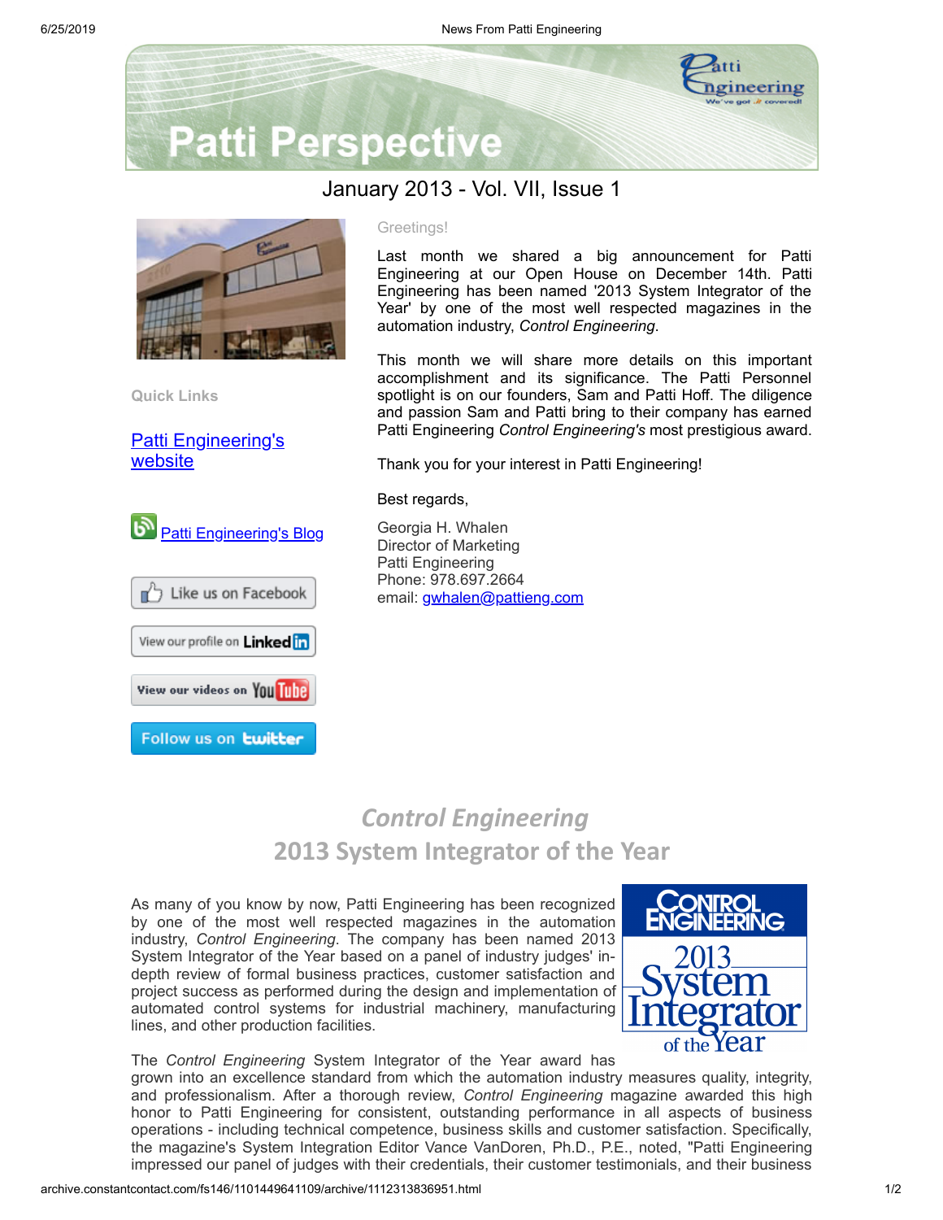# Patti Perspective

## January 2013 - Vol. VII, Issue 1

**Quick Links**

[Patti Engineering's website]

[Patti Engineering's Blog]

Like us on Facebook

View our profile on LinkedIn

View our videos on YouTube

Follow us on twitter

Greetings!

Last month we shared a big announcement for Patti Engineering at our Open House on December 14th. Patti Engineering has been named '2013 System Integrator of the Year' by one of the most well respected magazines in the automation industry, *Control Engineering*.

This month we will share more details on this important accomplishment and its significance. The Patti Personnel spotlight is on our founders, Sam and Patti Hoff. The diligence and passion Sam and Patti bring to their company has earned Patti Engineering *Control Engineering's* most prestigious award.

Thank you for your interest in Patti Engineering!

Best regards,

Georgia H. Whalen
Director of Marketing
Patti Engineering
Phone: 978.697.2664
email: gwhalen@pattieng.com

## *Control Engineering* 2013 System Integrator of the Year

As many of you know by now, Patti Engineering has been recognized by one of the most well respected magazines in the automation industry, *Control Engineering*. The company has been named 2013 System Integrator of the Year based on a panel of industry judges' in-depth review of formal business practices, customer satisfaction and project success as performed during the design and implementation of automated control systems for industrial machinery, manufacturing lines, and other production facilities.

The *Control Engineering* System Integrator of the Year award has grown into an excellence standard from which the automation industry measures quality, integrity, and professionalism. After a thorough review, *Control Engineering* magazine awarded this high honor to Patti Engineering for consistent, outstanding performance in all aspects of business operations - including technical competence, business skills and customer satisfaction. Specifically, the magazine's System Integration Editor Vance VanDoren, Ph.D., P.E., noted, "Patti Engineering impressed our panel of judges with their credentials, their customer testimonials, and their business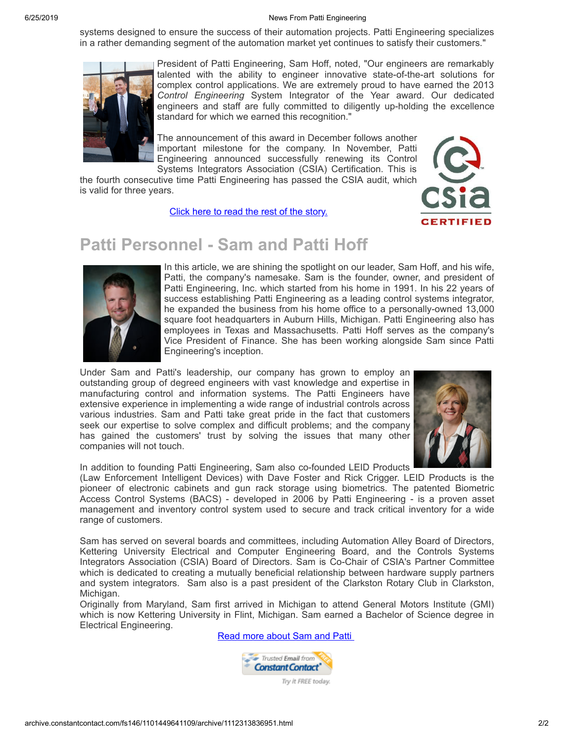systems designed to ensure the success of their automation projects. Patti Engineering specializes in a rather demanding segment of the automation market yet continues to satisfy their customers."

President of Patti Engineering, Sam Hoff, noted, "Our engineers are remarkably talented with the ability to engineer innovative state-of-the-art solutions for complex control applications. We are extremely proud to have earned the 2013 *Control Engineering* System Integrator of the Year award. Our dedicated engineers and staff are fully committed to diligently up-holding the excellence standard for which we earned this recognition."

The announcement of this award in December follows another important milestone for the company. In November, Patti Engineering announced successfully renewing its Control Systems Integrators Association (CSIA) Certification. This is the fourth consecutive time Patti Engineering has passed the CSIA audit, which is valid for three years.

Click here to read the rest of the story.

## Patti Personnel - Sam and Patti Hoff

In this article, we are shining the spotlight on our leader, Sam Hoff, and his wife, Patti, the company's namesake. Sam is the founder, owner, and president of Patti Engineering, Inc. which started from his home in 1991. In his 22 years of success establishing Patti Engineering as a leading control systems integrator, he expanded the business from his home office to a personally-owned 13,000 square foot headquarters in Auburn Hills, Michigan. Patti Engineering also has employees in Texas and Massachusetts. Patti Hoff serves as the company's Vice President of Finance. She has been working alongside Sam since Patti Engineering's inception.

Under Sam and Patti's leadership, our company has grown to employ an outstanding group of degreed engineers with vast knowledge and expertise in manufacturing control and information systems. The Patti Engineers have extensive experience in implementing a wide range of industrial controls across various industries. Sam and Patti take great pride in the fact that customers seek our expertise to solve complex and difficult problems; and the company has gained the customers' trust by solving the issues that many other companies will not touch.

In addition to founding Patti Engineering, Sam also co-founded LEID Products (Law Enforcement Intelligent Devices) with Dave Foster and Rick Crigger. LEID Products is the pioneer of electronic cabinets and gun rack storage using biometrics. The patented Biometric Access Control Systems (BACS) - developed in 2006 by Patti Engineering - is a proven asset management and inventory control system used to secure and track critical inventory for a wide range of customers.

Sam has served on several boards and committees, including Automation Alley Board of Directors, Kettering University Electrical and Computer Engineering Board, and the Controls Systems Integrators Association (CSIA) Board of Directors. Sam is Co-Chair of CSIA's Partner Committee which is dedicated to creating a mutually beneficial relationship between hardware supply partners and system integrators. Sam also is a past president of the Clarkston Rotary Club in Clarkston, Michigan.

Originally from Maryland, Sam first arrived in Michigan to attend General Motors Institute (GMI) which is now Kettering University in Flint, Michigan. Sam earned a Bachelor of Science degree in Electrical Engineering.

Read more about Sam and Patti